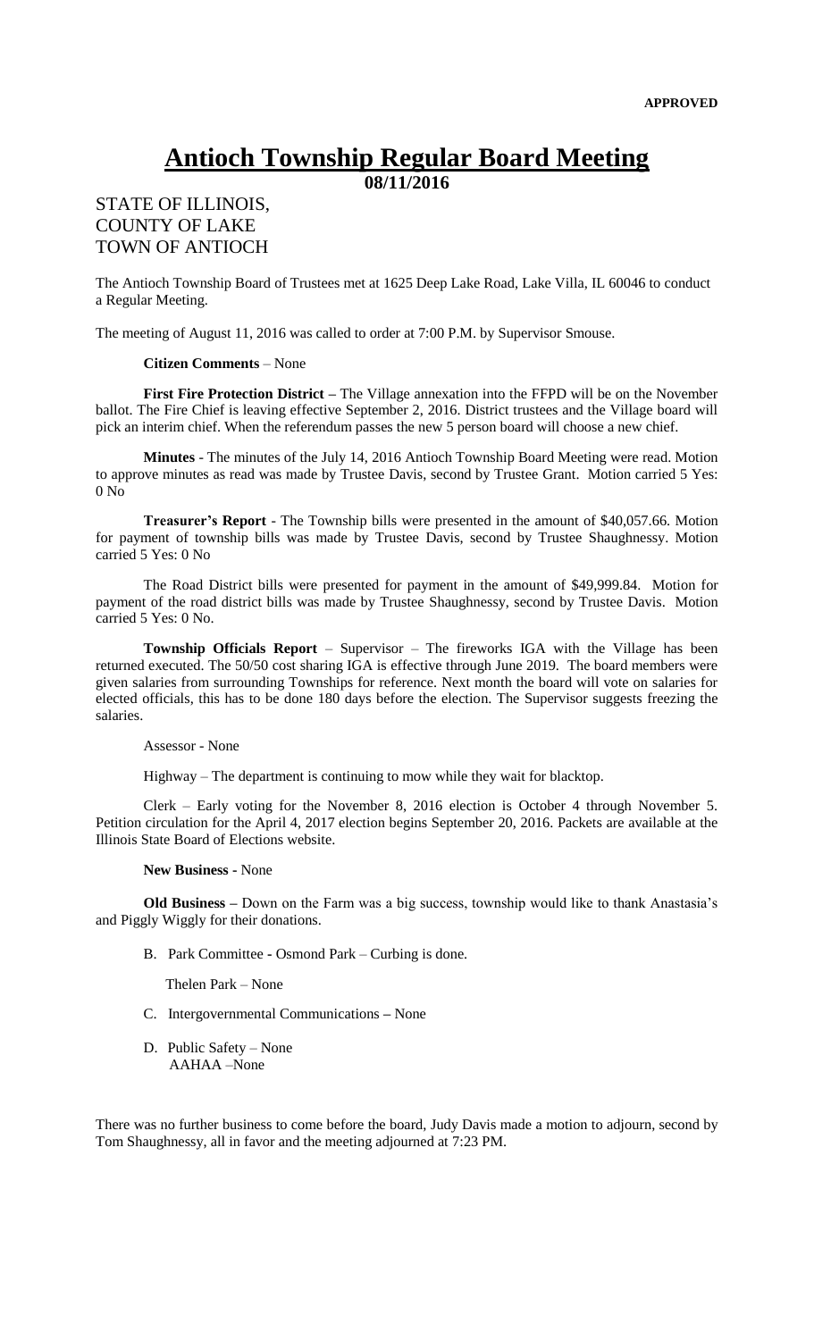**APPROVED**

# Antioch Township Regular Board Meeting

**08/11/2016**

STATE OF ILLINOIS,
COUNTY OF LAKE
TOWN OF ANTIOCH

The Antioch Township Board of Trustees met at 1625 Deep Lake Road, Lake Villa, IL 60046 to conduct a Regular Meeting.

The meeting of August 11, 2016 was called to order at 7:00 P.M. by Supervisor Smouse.

**Citizen Comments** – None

**First Fire Protection District –** The Village annexation into the FFPD will be on the November ballot. The Fire Chief is leaving effective September 2, 2016. District trustees and the Village board will pick an interim chief. When the referendum passes the new 5 person board will choose a new chief.

**Minutes** - The minutes of the July 14, 2016 Antioch Township Board Meeting were read. Motion to approve minutes as read was made by Trustee Davis, second by Trustee Grant. Motion carried 5 Yes: 0 No

**Treasurer's Report** - The Township bills were presented in the amount of $40,057.66. Motion for payment of township bills was made by Trustee Davis, second by Trustee Shaughnessy. Motion carried 5 Yes: 0 No

The Road District bills were presented for payment in the amount of $49,999.84. Motion for payment of the road district bills was made by Trustee Shaughnessy, second by Trustee Davis. Motion carried 5 Yes: 0 No.

**Township Officials Report** – Supervisor – The fireworks IGA with the Village has been returned executed. The 50/50 cost sharing IGA is effective through June 2019. The board members were given salaries from surrounding Townships for reference. Next month the board will vote on salaries for elected officials, this has to be done 180 days before the election. The Supervisor suggests freezing the salaries.

Assessor - None

Highway – The department is continuing to mow while they wait for blacktop.

Clerk – Early voting for the November 8, 2016 election is October 4 through November 5. Petition circulation for the April 4, 2017 election begins September 20, 2016. Packets are available at the Illinois State Board of Elections website.

**New Business** - None

**Old Business –** Down on the Farm was a big success, township would like to thank Anastasia's and Piggly Wiggly for their donations.

B. Park Committee - Osmond Park – Curbing is done.

Thelen Park – None

C. Intergovernmental Communications – None

D. Public Safety – None
AAHAA –None

There was no further business to come before the board, Judy Davis made a motion to adjourn, second by Tom Shaughnessy, all in favor and the meeting adjourned at 7:23 PM.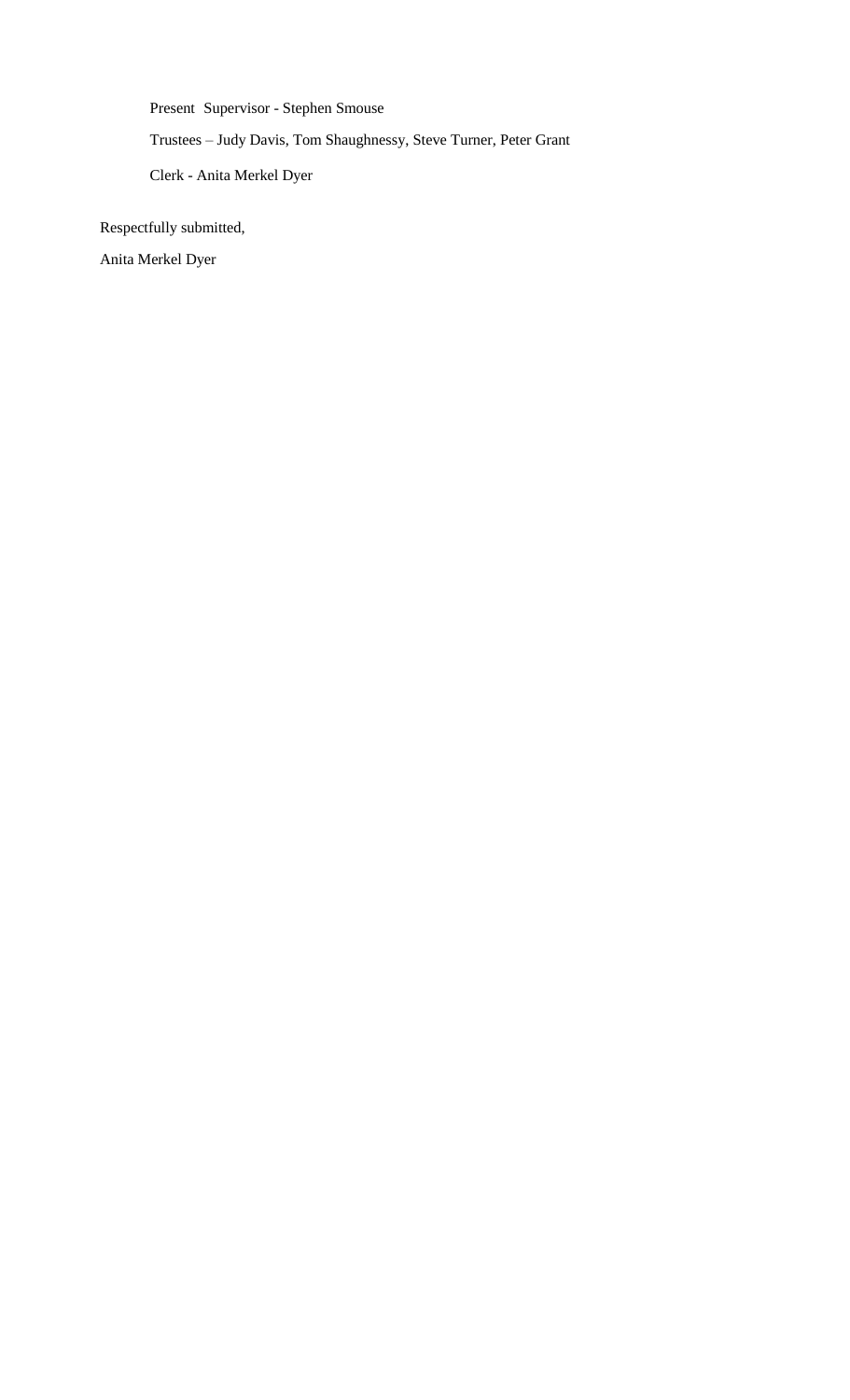Present Supervisor - Stephen Smouse

Trustees – Judy Davis, Tom Shaughnessy, Steve Turner, Peter Grant

Clerk - Anita Merkel Dyer

Respectfully submitted,

Anita Merkel Dyer